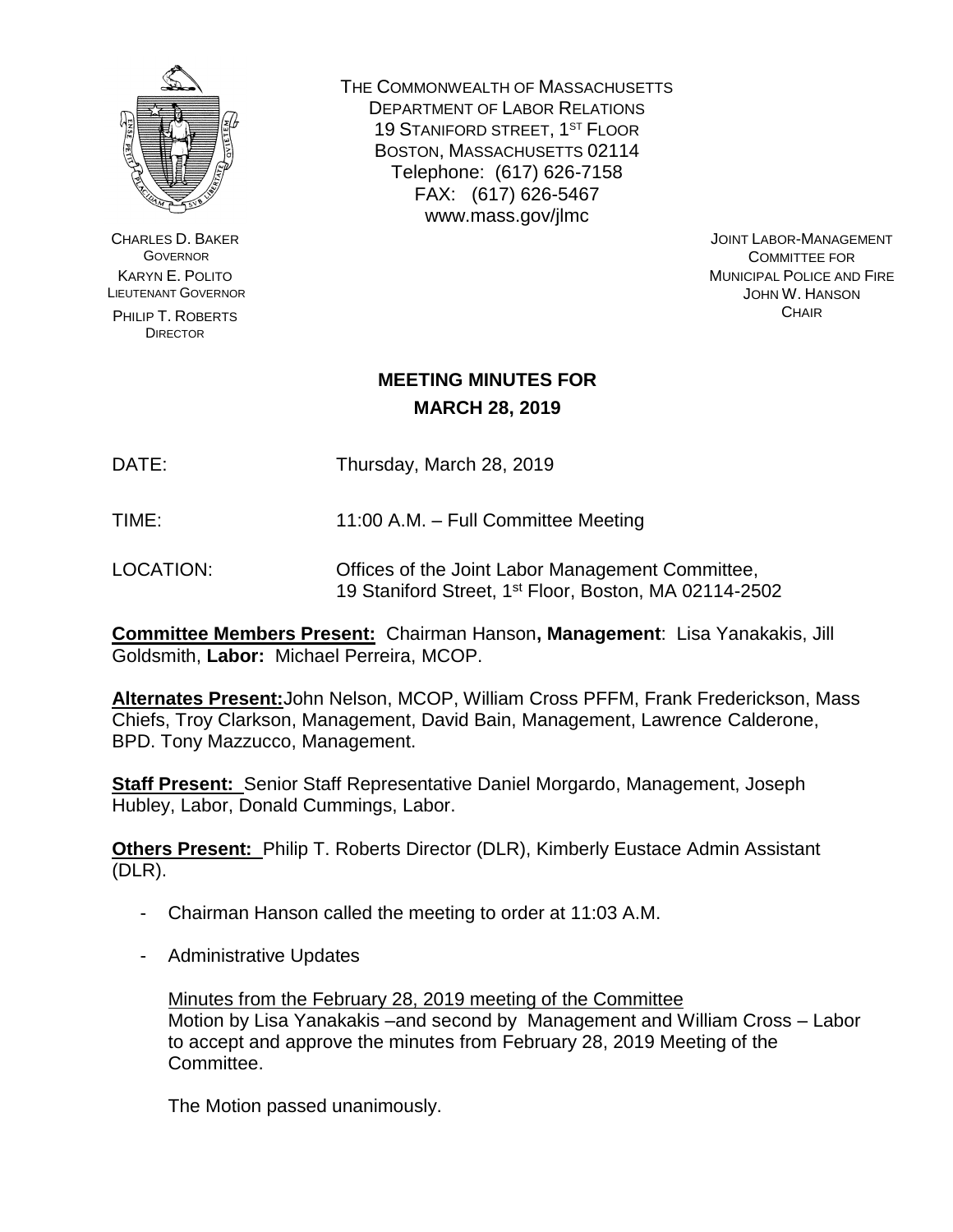THE COMMONWEALTH OF MASSACHUSETTS
DEPARTMENT OF LABOR RELATIONS
19 STANIFORD STREET, 1ST FLOOR
BOSTON, MASSACHUSETTS 02114
Telephone: (617) 626-7158
FAX: (617) 626-5467
www.mass.gov/jlmc

CHARLES D. BAKER
GOVERNOR
KARYN E. POLITO
LIEUTENANT GOVERNOR
PHILIP T. ROBERTS
DIRECTOR

JOINT LABOR-MANAGEMENT
COMMITTEE FOR
MUNICIPAL POLICE AND FIRE
JOHN W. HANSON
CHAIR

## MEETING MINUTES FOR MARCH 28, 2019

DATE: Thursday, March 28, 2019

TIME: 11:00 A.M. – Full Committee Meeting

LOCATION: Offices of the Joint Labor Management Committee, 19 Staniford Street, 1st Floor, Boston, MA 02114-2502

**Committee Members Present:** Chairman Hanson**, Management**: Lisa Yanakakis, Jill Goldsmith, **Labor:** Michael Perreira, MCOP.

**Alternates Present:** John Nelson, MCOP, William Cross PFFM, Frank Frederickson, Mass Chiefs, Troy Clarkson, Management, David Bain, Management, Lawrence Calderone, BPD. Tony Mazzucco, Management.

**Staff Present:** Senior Staff Representative Daniel Morgardo, Management, Joseph Hubley, Labor, Donald Cummings, Labor.

**Others Present:** Philip T. Roberts Director (DLR), Kimberly Eustace Admin Assistant (DLR).

- Chairman Hanson called the meeting to order at 11:03 A.M.
- Administrative Updates

  Minutes from the February 28, 2019 meeting of the Committee
  Motion by Lisa Yanakakis –and second by Management and William Cross – Labor to accept and approve the minutes from February 28, 2019 Meeting of the Committee.

  The Motion passed unanimously.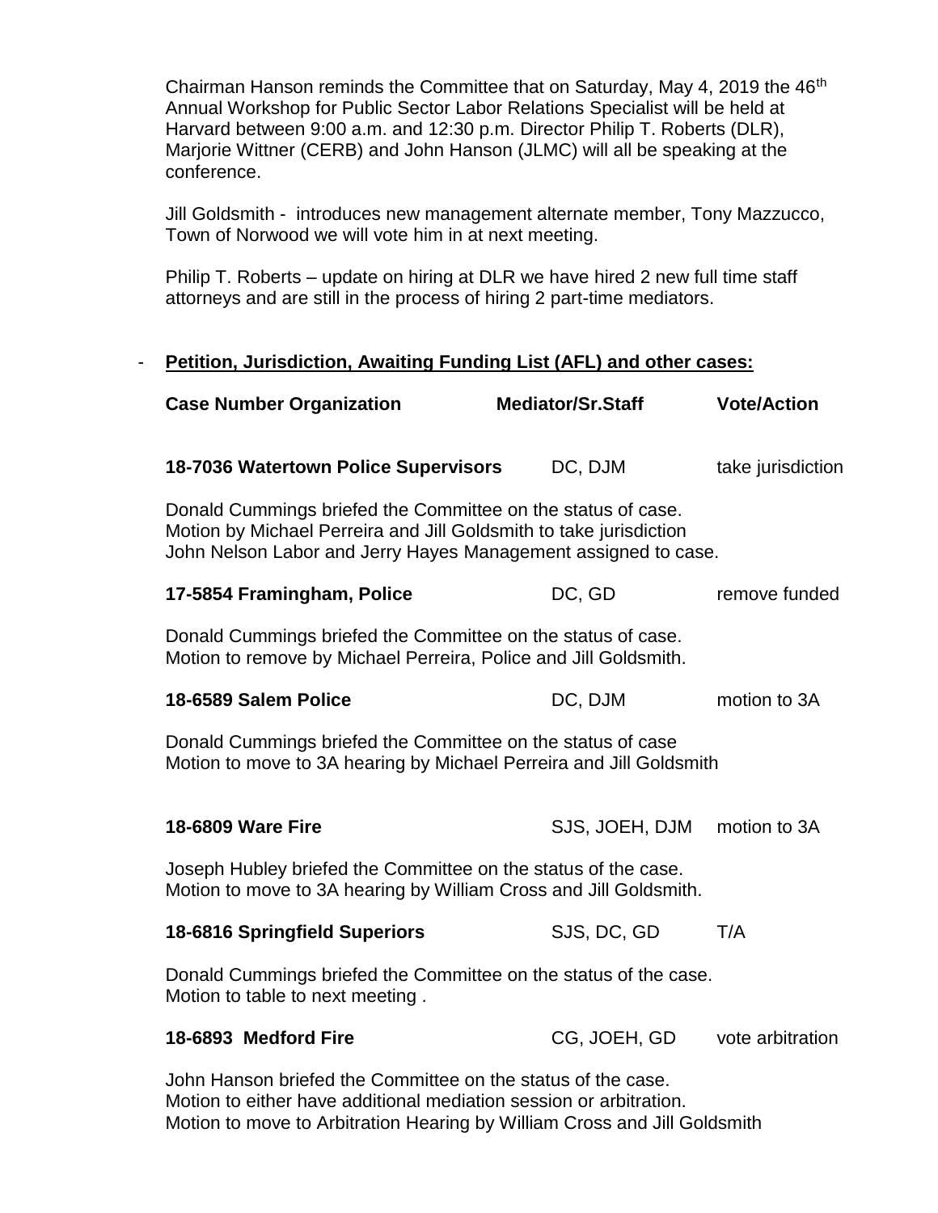Chairman Hanson reminds the Committee that on Saturday, May 4, 2019 the 46th Annual Workshop for Public Sector Labor Relations Specialist will be held at Harvard between 9:00 a.m. and 12:30 p.m. Director Philip T. Roberts (DLR), Marjorie Wittner (CERB) and John Hanson (JLMC) will all be speaking at the conference.

Jill Goldsmith - introduces new management alternate member, Tony Mazzucco, Town of Norwood we will vote him in at next meeting.

Philip T. Roberts – update on hiring at DLR we have hired 2 new full time staff attorneys and are still in the process of hiring 2 part-time mediators.

- **Petition, Jurisdiction, Awaiting Funding List (AFL) and other cases:**

| Case Number Organization | Mediator/Sr.Staff | Vote/Action |
|---|---|---|
| **18-7036 Watertown Police Supervisors** | DC, DJM | take jurisdiction |

Donald Cummings briefed the Committee on the status of case.
Motion by Michael Perreira and Jill Goldsmith to take jurisdiction
John Nelson Labor and Jerry Hayes Management assigned to case.

| | | |
|---|---|---|
| **17-5854 Framingham, Police** | DC, GD | remove funded |

Donald Cummings briefed the Committee on the status of case.
Motion to remove by Michael Perreira, Police and Jill Goldsmith.

| | | |
|---|---|---|
| **18-6589 Salem Police** | DC, DJM | motion to 3A |

Donald Cummings briefed the Committee on the status of case
Motion to move to 3A hearing by Michael Perreira and Jill Goldsmith

| | | |
|---|---|---|
| **18-6809 Ware Fire** | SJS, JOEH, DJM | motion to 3A |

Joseph Hubley briefed the Committee on the status of the case.
Motion to move to 3A hearing by William Cross and Jill Goldsmith.

| | | |
|---|---|---|
| **18-6816 Springfield Superiors** | SJS, DC, GD | T/A |

Donald Cummings briefed the Committee on the status of the case.
Motion to table to next meeting .

| | | |
|---|---|---|
| **18-6893 Medford Fire** | CG, JOEH, GD | vote arbitration |

John Hanson briefed the Committee on the status of the case.
Motion to either have additional mediation session or arbitration.
Motion to move to Arbitration Hearing by William Cross and Jill Goldsmith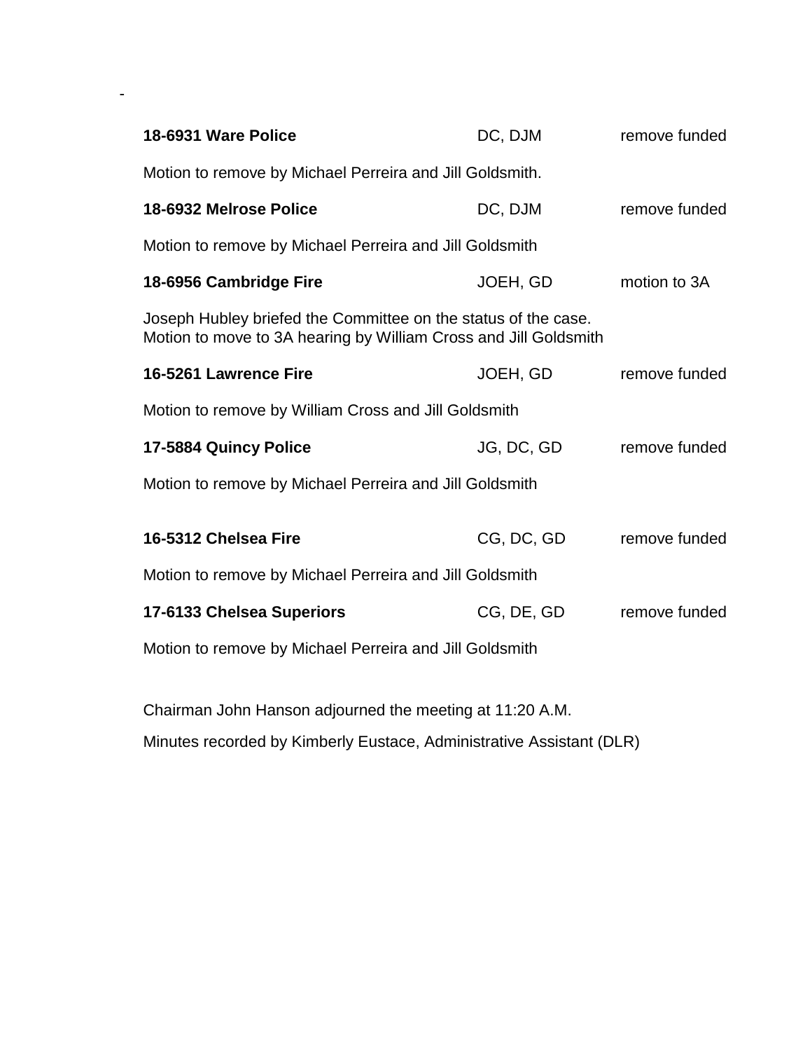-

**18-6931 Ware Police** DC, DJM remove funded

Motion to remove by Michael Perreira and Jill Goldsmith.

**18-6932 Melrose Police** DC, DJM remove funded

Motion to remove by Michael Perreira and Jill Goldsmith

**18-6956 Cambridge Fire** JOEH, GD motion to 3A

Joseph Hubley briefed the Committee on the status of the case.
Motion to move to 3A hearing by William Cross and Jill Goldsmith

**16-5261 Lawrence Fire** JOEH, GD remove funded

Motion to remove by William Cross and Jill Goldsmith

**17-5884 Quincy Police** JG, DC, GD remove funded

Motion to remove by Michael Perreira and Jill Goldsmith

**16-5312 Chelsea Fire** CG, DC, GD remove funded

Motion to remove by Michael Perreira and Jill Goldsmith

**17-6133 Chelsea Superiors** CG, DE, GD remove funded

Motion to remove by Michael Perreira and Jill Goldsmith

Chairman John Hanson adjourned the meeting at 11:20 A.M.

Minutes recorded by Kimberly Eustace, Administrative Assistant (DLR)